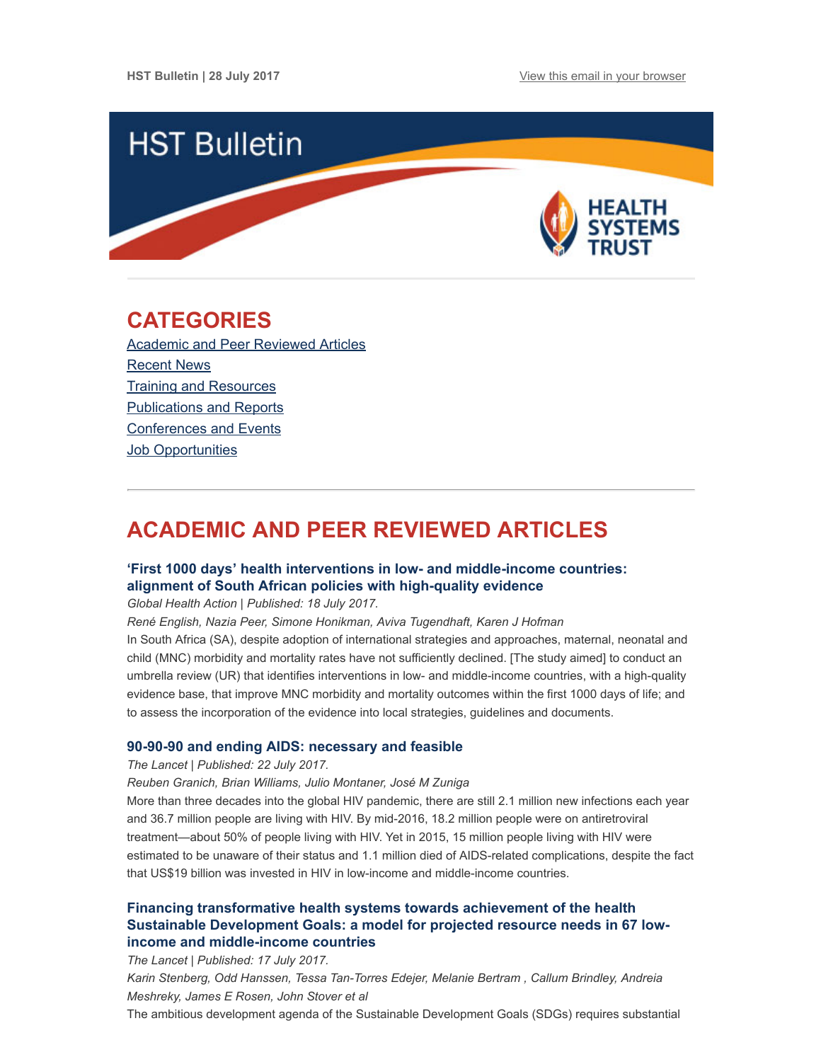HST Bulletin | 28 July 2017

View this email in your browser

# HST Bulletin

HEALTH SYSTEMS TRUST

## CATEGORIES

Academic and Peer Reviewed Articles
Recent News
Training and Resources
Publications and Reports
Conferences and Events
Job Opportunities

## ACADEMIC AND PEER REVIEWED ARTICLES

### 'First 1000 days' health interventions in low- and middle-income countries: alignment of South African policies with high-quality evidence

*Global Health Action | Published: 18 July 2017.*

*René English, Nazia Peer, Simone Honikman, Aviva Tugendhaft, Karen J Hofman*

In South Africa (SA), despite adoption of international strategies and approaches, maternal, neonatal and child (MNC) morbidity and mortality rates have not sufficiently declined. [The study aimed] to conduct an umbrella review (UR) that identifies interventions in low- and middle-income countries, with a high-quality evidence base, that improve MNC morbidity and mortality outcomes within the first 1000 days of life; and to assess the incorporation of the evidence into local strategies, guidelines and documents.

### 90-90-90 and ending AIDS: necessary and feasible

*The Lancet | Published: 22 July 2017.*

*Reuben Granich, Brian Williams, Julio Montaner, José M Zuniga*

More than three decades into the global HIV pandemic, there are still 2.1 million new infections each year and 36.7 million people are living with HIV. By mid-2016, 18.2 million people were on antiretroviral treatment—about 50% of people living with HIV. Yet in 2015, 15 million people living with HIV were estimated to be unaware of their status and 1.1 million died of AIDS-related complications, despite the fact that US$19 billion was invested in HIV in low-income and middle-income countries.

### Financing transformative health systems towards achievement of the health Sustainable Development Goals: a model for projected resource needs in 67 low-income and middle-income countries

*The Lancet | Published: 17 July 2017.*

*Karin Stenberg, Odd Hanssen, Tessa Tan-Torres Edejer, Melanie Bertram , Callum Brindley, Andreia Meshreky, James E Rosen, John Stover et al*

The ambitious development agenda of the Sustainable Development Goals (SDGs) requires substantial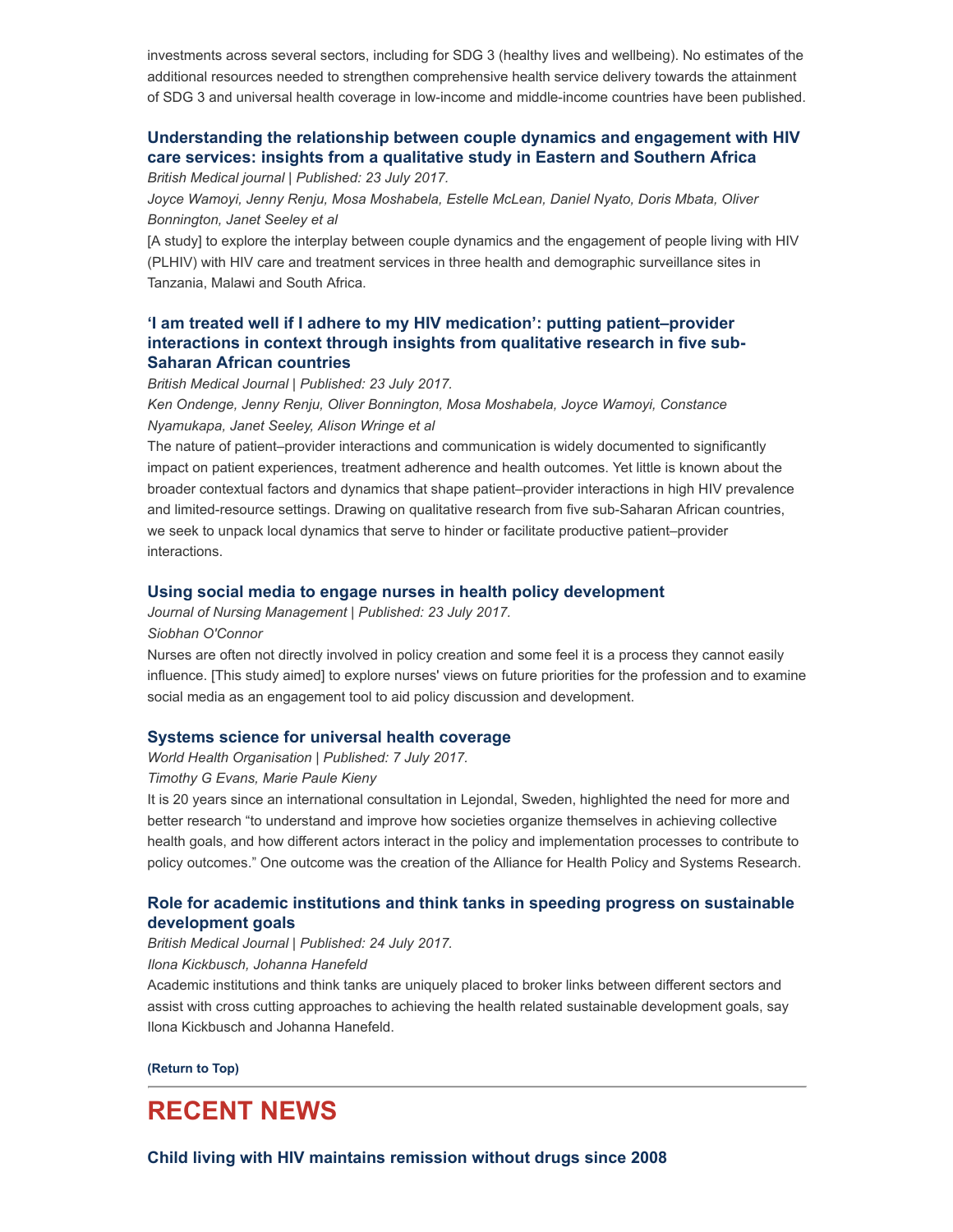investments across several sectors, including for SDG 3 (healthy lives and wellbeing). No estimates of the additional resources needed to strengthen comprehensive health service delivery towards the attainment of SDG 3 and universal health coverage in low-income and middle-income countries have been published.

### Understanding the relationship between couple dynamics and engagement with HIV care services: insights from a qualitative study in Eastern and Southern Africa

*British Medical journal | Published: 23 July 2017.*

*Joyce Wamoyi, Jenny Renju, Mosa Moshabela, Estelle McLean, Daniel Nyato, Doris Mbata, Oliver Bonnington, Janet Seeley et al*

[A study] to explore the interplay between couple dynamics and the engagement of people living with HIV (PLHIV) with HIV care and treatment services in three health and demographic surveillance sites in Tanzania, Malawi and South Africa.

### 'I am treated well if I adhere to my HIV medication': putting patient–provider interactions in context through insights from qualitative research in five sub-Saharan African countries

*British Medical Journal | Published: 23 July 2017.*

*Ken Ondenge, Jenny Renju, Oliver Bonnington, Mosa Moshabela, Joyce Wamoyi, Constance Nyamukapa, Janet Seeley, Alison Wringe et al*

The nature of patient–provider interactions and communication is widely documented to significantly impact on patient experiences, treatment adherence and health outcomes. Yet little is known about the broader contextual factors and dynamics that shape patient–provider interactions in high HIV prevalence and limited-resource settings. Drawing on qualitative research from five sub-Saharan African countries, we seek to unpack local dynamics that serve to hinder or facilitate productive patient–provider interactions.

### Using social media to engage nurses in health policy development

*Journal of Nursing Management | Published: 23 July 2017.*

*Siobhan O'Connor*

Nurses are often not directly involved in policy creation and some feel it is a process they cannot easily influence. [This study aimed] to explore nurses' views on future priorities for the profession and to examine social media as an engagement tool to aid policy discussion and development.

### Systems science for universal health coverage

*World Health Organisation | Published: 7 July 2017.*

*Timothy G Evans, Marie Paule Kieny*

It is 20 years since an international consultation in Lejondal, Sweden, highlighted the need for more and better research "to understand and improve how societies organize themselves in achieving collective health goals, and how different actors interact in the policy and implementation processes to contribute to policy outcomes." One outcome was the creation of the Alliance for Health Policy and Systems Research.

### Role for academic institutions and think tanks in speeding progress on sustainable development goals

*British Medical Journal | Published: 24 July 2017.*

*Ilona Kickbusch, Johanna Hanefeld*

Academic institutions and think tanks are uniquely placed to broker links between different sectors and assist with cross cutting approaches to achieving the health related sustainable development goals, say Ilona Kickbusch and Johanna Hanefeld.

**(Return to Top)**

---

## RECENT NEWS

### Child living with HIV maintains remission without drugs since 2008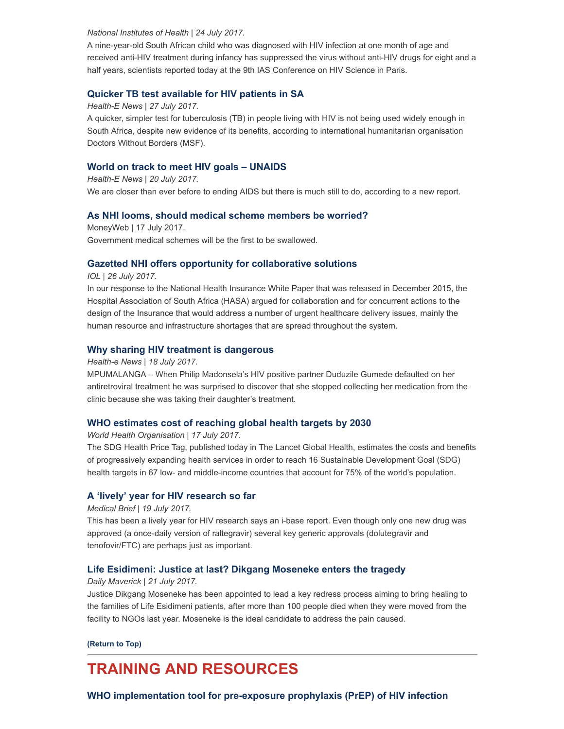*National Institutes of Health | 24 July 2017.*

A nine-year-old South African child who was diagnosed with HIV infection at one month of age and received anti-HIV treatment during infancy has suppressed the virus without anti-HIV drugs for eight and a half years, scientists reported today at the 9th IAS Conference on HIV Science in Paris.

### Quicker TB test available for HIV patients in SA

*Health-E News | 27 July 2017.*

A quicker, simpler test for tuberculosis (TB) in people living with HIV is not being used widely enough in South Africa, despite new evidence of its benefits, according to international humanitarian organisation Doctors Without Borders (MSF).

### World on track to meet HIV goals – UNAIDS

*Health-E News | 20 July 2017.*

We are closer than ever before to ending AIDS but there is much still to do, according to a new report.

### As NHI looms, should medical scheme members be worried?

MoneyWeb | 17 July 2017.

Government medical schemes will be the first to be swallowed.

### Gazetted NHI offers opportunity for collaborative solutions

*IOL | 26 July 2017.*

In our response to the National Health Insurance White Paper that was released in December 2015, the Hospital Association of South Africa (HASA) argued for collaboration and for concurrent actions to the design of the Insurance that would address a number of urgent healthcare delivery issues, mainly the human resource and infrastructure shortages that are spread throughout the system.

### Why sharing HIV treatment is dangerous

*Health-e News | 18 July 2017.*

MPUMALANGA – When Philip Madonsela's HIV positive partner Duduzile Gumede defaulted on her antiretroviral treatment he was surprised to discover that she stopped collecting her medication from the clinic because she was taking their daughter's treatment.

### WHO estimates cost of reaching global health targets by 2030

*World Health Organisation | 17 July 2017.*

The SDG Health Price Tag, published today in The Lancet Global Health, estimates the costs and benefits of progressively expanding health services in order to reach 16 Sustainable Development Goal (SDG) health targets in 67 low- and middle-income countries that account for 75% of the world's population.

### A 'lively' year for HIV research so far

*Medical Brief | 19 July 2017.*

This has been a lively year for HIV research says an i-base report. Even though only one new drug was approved (a once-daily version of raltegravir) several key generic approvals (dolutegravir and tenofovir/FTC) are perhaps just as important.

### Life Esidimeni: Justice at last? Dikgang Moseneke enters the tragedy

*Daily Maverick | 21 July 2017.*

Justice Dikgang Moseneke has been appointed to lead a key redress process aiming to bring healing to the families of Life Esidimeni patients, after more than 100 people died when they were moved from the facility to NGOs last year. Moseneke is the ideal candidate to address the pain caused.

**(Return to Top)**

---

## TRAINING AND RESOURCES

### WHO implementation tool for pre-exposure prophylaxis (PrEP) of HIV infection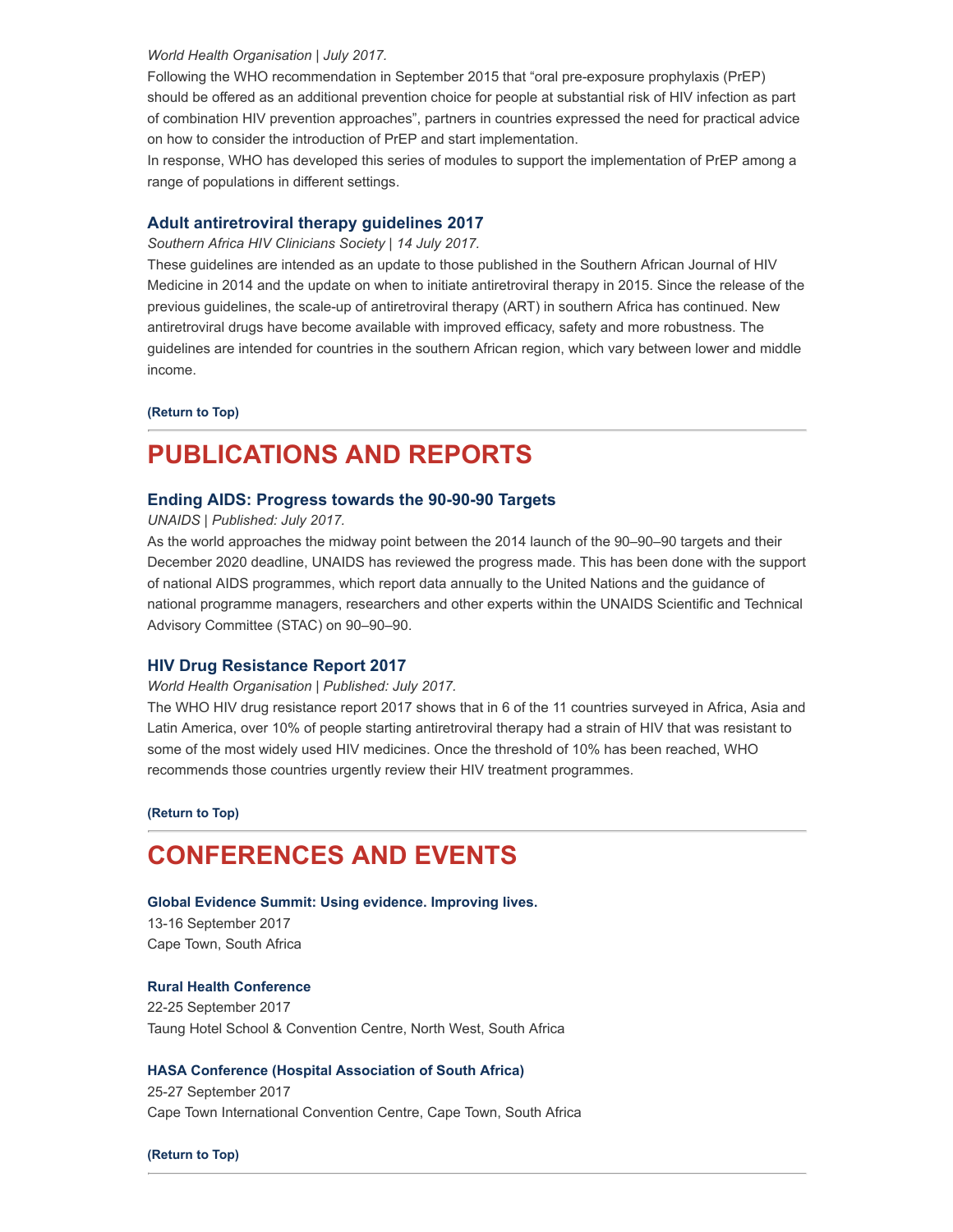*World Health Organisation | July 2017.*

Following the WHO recommendation in September 2015 that "oral pre-exposure prophylaxis (PrEP) should be offered as an additional prevention choice for people at substantial risk of HIV infection as part of combination HIV prevention approaches", partners in countries expressed the need for practical advice on how to consider the introduction of PrEP and start implementation.

In response, WHO has developed this series of modules to support the implementation of PrEP among a range of populations in different settings.

### Adult antiretroviral therapy guidelines 2017

*Southern Africa HIV Clinicians Society | 14 July 2017.*

These guidelines are intended as an update to those published in the Southern African Journal of HIV Medicine in 2014 and the update on when to initiate antiretroviral therapy in 2015. Since the release of the previous guidelines, the scale-up of antiretroviral therapy (ART) in southern Africa has continued. New antiretroviral drugs have become available with improved efficacy, safety and more robustness. The guidelines are intended for countries in the southern African region, which vary between lower and middle income.

**(Return to Top)**

---

## PUBLICATIONS AND REPORTS

### Ending AIDS: Progress towards the 90-90-90 Targets

*UNAIDS | Published: July 2017.*

As the world approaches the midway point between the 2014 launch of the 90–90–90 targets and their December 2020 deadline, UNAIDS has reviewed the progress made. This has been done with the support of national AIDS programmes, which report data annually to the United Nations and the guidance of national programme managers, researchers and other experts within the UNAIDS Scientific and Technical Advisory Committee (STAC) on 90–90–90.

### HIV Drug Resistance Report 2017

*World Health Organisation | Published: July 2017.*

The WHO HIV drug resistance report 2017 shows that in 6 of the 11 countries surveyed in Africa, Asia and Latin America, over 10% of people starting antiretroviral therapy had a strain of HIV that was resistant to some of the most widely used HIV medicines. Once the threshold of 10% has been reached, WHO recommends those countries urgently review their HIV treatment programmes.

**(Return to Top)**

---

## CONFERENCES AND EVENTS

**Global Evidence Summit: Using evidence. Improving lives.**
13-16 September 2017
Cape Town, South Africa

**Rural Health Conference**
22-25 September 2017
Taung Hotel School & Convention Centre, North West, South Africa

**HASA Conference (Hospital Association of South Africa)**
25-27 September 2017
Cape Town International Convention Centre, Cape Town, South Africa

**(Return to Top)**

---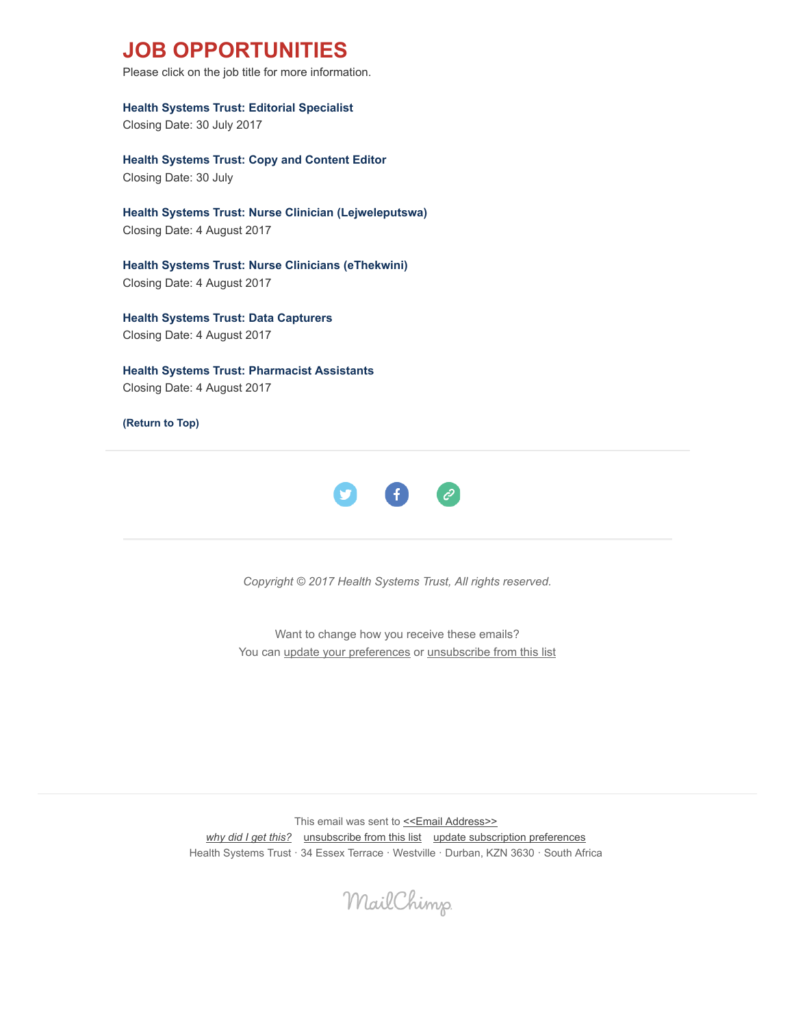# JOB OPPORTUNITIES

Please click on the job title for more information.

**Health Systems Trust: Editorial Specialist**
Closing Date: 30 July 2017

**Health Systems Trust: Copy and Content Editor**
Closing Date: 30 July

**Health Systems Trust: Nurse Clinician (Lejweleputswa)**
Closing Date: 4 August 2017

**Health Systems Trust: Nurse Clinicians (eThekwini)**
Closing Date: 4 August 2017

**Health Systems Trust: Data Capturers**
Closing Date: 4 August 2017

**Health Systems Trust: Pharmacist Assistants**
Closing Date: 4 August 2017

**(Return to Top)**

---

*Copyright © 2017 Health Systems Trust, All rights reserved.*

Want to change how you receive these emails?
You can update your preferences or unsubscribe from this list

---

This email was sent to <<Email Address>>
*why did I get this?* unsubscribe from this list update subscription preferences
Health Systems Trust · 34 Essex Terrace · Westville · Durban, KZN 3630 · South Africa

MailChimp